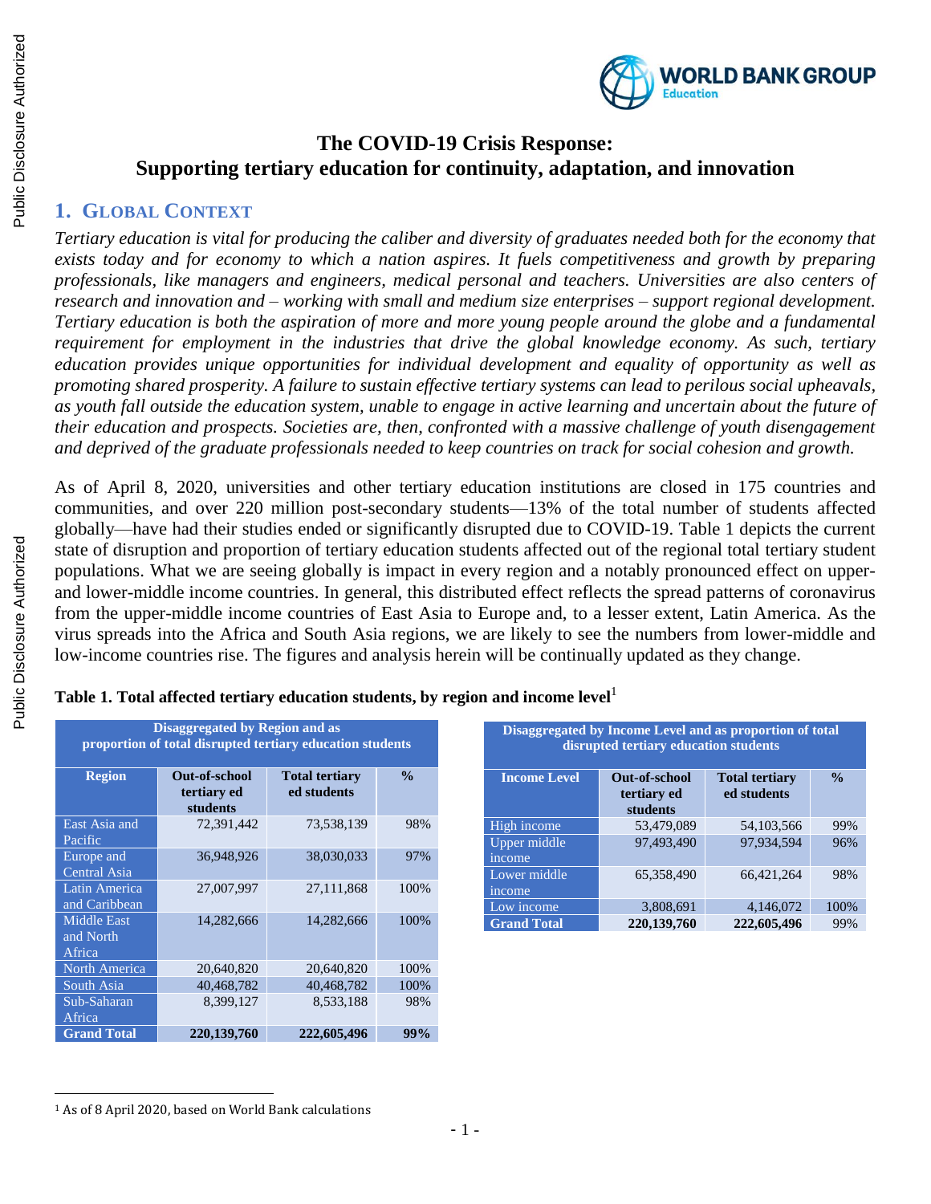# The COVID-19 Crisis Response: Supporting tertiary education for continuity, adaptation, and innovation

## 1. Global Context

*Tertiary education is vital for producing the caliber and diversity of graduates needed both for the economy that exists today and for economy to which a nation aspires. It fuels competitiveness and growth by preparing professionals, like managers and engineers, medical personal and teachers. Universities are also centers of research and innovation and – working with small and medium size enterprises – support regional development. Tertiary education is both the aspiration of more and more young people around the globe and a fundamental requirement for employment in the industries that drive the global knowledge economy. As such, tertiary education provides unique opportunities for individual development and equality of opportunity as well as promoting shared prosperity. A failure to sustain effective tertiary systems can lead to perilous social upheavals, as youth fall outside the education system, unable to engage in active learning and uncertain about the future of their education and prospects. Societies are, then, confronted with a massive challenge of youth disengagement and deprived of the graduate professionals needed to keep countries on track for social cohesion and growth.*

As of April 8, 2020, universities and other tertiary education institutions are closed in 175 countries and communities, and over 220 million post-secondary students—13% of the total number of students affected globally—have had their studies ended or significantly disrupted due to COVID-19. Table 1 depicts the current state of disruption and proportion of tertiary education students affected out of the regional total tertiary student populations. What we are seeing globally is impact in every region and a notably pronounced effect on upper- and lower-middle income countries. In general, this distributed effect reflects the spread patterns of coronavirus from the upper-middle income countries of East Asia to Europe and, to a lesser extent, Latin America. As the virus spreads into the Africa and South Asia regions, we are likely to see the numbers from lower-middle and low-income countries rise. The figures and analysis herein will be continually updated as they change.

**Table 1. Total affected tertiary education students, by region and income level**[1]

**Disaggregated by Region and as proportion of total disrupted tertiary education students**

| Region | Out-of-school tertiary ed students | Total tertiary ed students | % |
|---|---|---|---|
| East Asia and Pacific | 72,391,442 | 73,538,139 | 98% |
| Europe and Central Asia | 36,948,926 | 38,030,033 | 97% |
| Latin America and Caribbean | 27,007,997 | 27,111,868 | 100% |
| Middle East and North Africa | 14,282,666 | 14,282,666 | 100% |
| North America | 20,640,820 | 20,640,820 | 100% |
| South Asia | 40,468,782 | 40,468,782 | 100% |
| Sub-Saharan Africa | 8,399,127 | 8,533,188 | 98% |
| **Grand Total** | **220,139,760** | **222,605,496** | **99%** |

**Disaggregated by Income Level and as proportion of total disrupted tertiary education students**

| Income Level | Out-of-school tertiary ed students | Total tertiary ed students | % |
|---|---|---|---|
| High income | 53,479,089 | 54,103,566 | 99% |
| Upper middle income | 97,493,490 | 97,934,594 | 96% |
| Lower middle income | 65,358,490 | 66,421,264 | 98% |
| Low income | 3,808,691 | 4,146,072 | 100% |
| **Grand Total** | **220,139,760** | **222,605,496** | 99% |

[1] As of 8 April 2020, based on World Bank calculations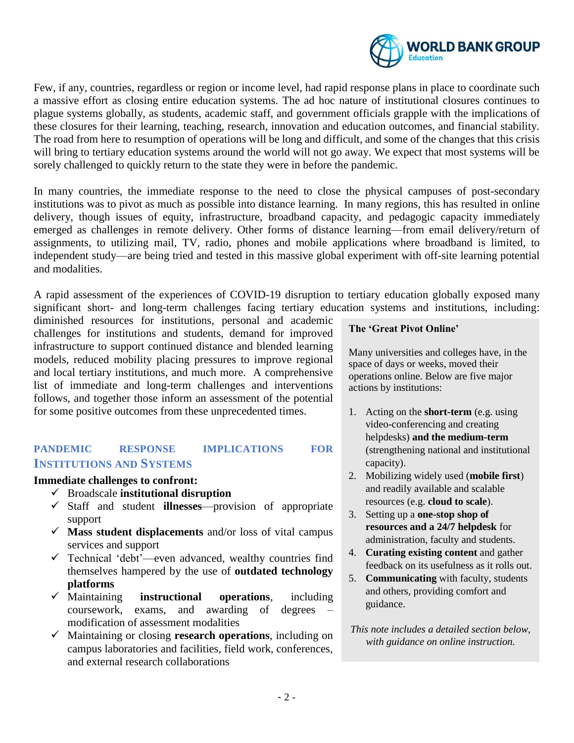Few, if any, countries, regardless or region or income level, had rapid response plans in place to coordinate such a massive effort as closing entire education systems. The ad hoc nature of institutional closures continues to plague systems globally, as students, academic staff, and government officials grapple with the implications of these closures for their learning, teaching, research, innovation and education outcomes, and financial stability. The road from here to resumption of operations will be long and difficult, and some of the changes that this crisis will bring to tertiary education systems around the world will not go away. We expect that most systems will be sorely challenged to quickly return to the state they were in before the pandemic.

In many countries, the immediate response to the need to close the physical campuses of post-secondary institutions was to pivot as much as possible into distance learning. In many regions, this has resulted in online delivery, though issues of equity, infrastructure, broadband capacity, and pedagogic capacity immediately emerged as challenges in remote delivery. Other forms of distance learning—from email delivery/return of assignments, to utilizing mail, TV, radio, phones and mobile applications where broadband is limited, to independent study—are being tried and tested in this massive global experiment with off-site learning potential and modalities.

A rapid assessment of the experiences of COVID-19 disruption to tertiary education globally exposed many significant short- and long-term challenges facing tertiary education systems and institutions, including: diminished resources for institutions, personal and academic challenges for institutions and students, demand for improved infrastructure to support continued distance and blended learning models, reduced mobility placing pressures to improve regional and local tertiary institutions, and much more. A comprehensive list of immediate and long-term challenges and interventions follows, and together those inform an assessment of the potential for some positive outcomes from these unprecedented times.

> **The 'Great Pivot Online'**
>
> Many universities and colleges have, in the space of days or weeks, moved their operations online. Below are five major actions by institutions:
>
> 1. Acting on the **short-term** (e.g. using video-conferencing and creating helpdesks) **and the medium-term** (strengthening national and institutional capacity).
> 2. Mobilizing widely used (**mobile first**) and readily available and scalable resources (e.g. **cloud to scale**).
> 3. Setting up a **one-stop shop of resources and a 24/7 helpdesk** for administration, faculty and students.
> 4. **Curating existing content** and gather feedback on its usefulness as it rolls out.
> 5. **Communicating** with faculty, students and others, providing comfort and guidance.
>
> *This note includes a detailed section below, with guidance on online instruction.*

## PANDEMIC RESPONSE IMPLICATIONS FOR INSTITUTIONS AND SYSTEMS

**Immediate challenges to confront:**

- ✓ Broadscale **institutional disruption**
- ✓ Staff and student **illnesses**—provision of appropriate support
- ✓ **Mass student displacements** and/or loss of vital campus services and support
- ✓ Technical 'debt'—even advanced, wealthy countries find themselves hampered by the use of **outdated technology platforms**
- ✓ Maintaining **instructional operations**, including coursework, exams, and awarding of degrees – modification of assessment modalities
- ✓ Maintaining or closing **research operations**, including on campus laboratories and facilities, field work, conferences, and external research collaborations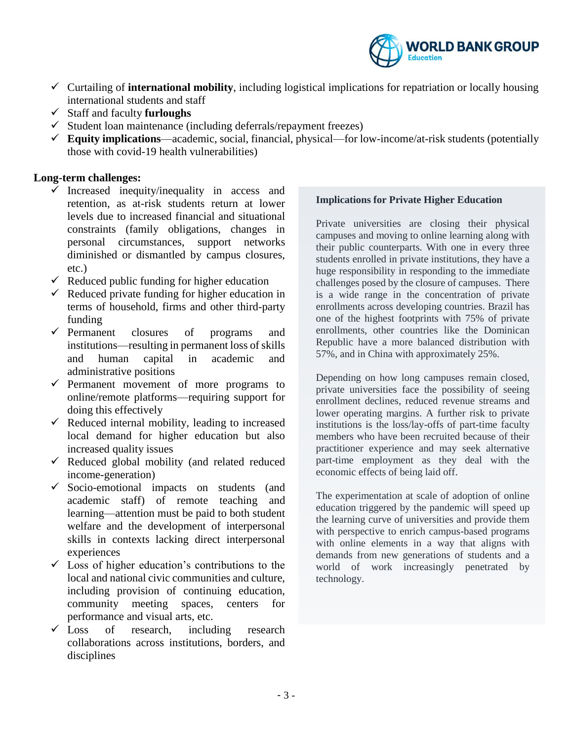- Curtailing of **international mobility**, including logistical implications for repatriation or locally housing international students and staff
- Staff and faculty **furloughs**
- Student loan maintenance (including deferrals/repayment freezes)
- **Equity implications**—academic, social, financial, physical—for low-income/at-risk students (potentially those with covid-19 health vulnerabilities)

**Long-term challenges:**

- Increased inequity/inequality in access and retention, as at-risk students return at lower levels due to increased financial and situational constraints (family obligations, changes in personal circumstances, support networks diminished or dismantled by campus closures, etc.)
- Reduced public funding for higher education
- Reduced private funding for higher education in terms of household, firms and other third-party funding
- Permanent closures of programs and institutions—resulting in permanent loss of skills and human capital in academic and administrative positions
- Permanent movement of more programs to online/remote platforms—requiring support for doing this effectively
- Reduced internal mobility, leading to increased local demand for higher education but also increased quality issues
- Reduced global mobility (and related reduced income-generation)
- Socio-emotional impacts on students (and academic staff) of remote teaching and learning—attention must be paid to both student welfare and the development of interpersonal skills in contexts lacking direct interpersonal experiences
- Loss of higher education's contributions to the local and national civic communities and culture, including provision of continuing education, community meeting spaces, centers for performance and visual arts, etc.
- Loss of research, including research collaborations across institutions, borders, and disciplines

**Implications for Private Higher Education**

Private universities are closing their physical campuses and moving to online learning along with their public counterparts. With one in every three students enrolled in private institutions, they have a huge responsibility in responding to the immediate challenges posed by the closure of campuses. There is a wide range in the concentration of private enrollments across developing countries. Brazil has one of the highest footprints with 75% of private enrollments, other countries like the Dominican Republic have a more balanced distribution with 57%, and in China with approximately 25%.

Depending on how long campuses remain closed, private universities face the possibility of seeing enrollment declines, reduced revenue streams and lower operating margins. A further risk to private institutions is the loss/lay-offs of part-time faculty members who have been recruited because of their practitioner experience and may seek alternative part-time employment as they deal with the economic effects of being laid off.

The experimentation at scale of adoption of online education triggered by the pandemic will speed up the learning curve of universities and provide them with perspective to enrich campus-based programs with online elements in a way that aligns with demands from new generations of students and a world of work increasingly penetrated by technology.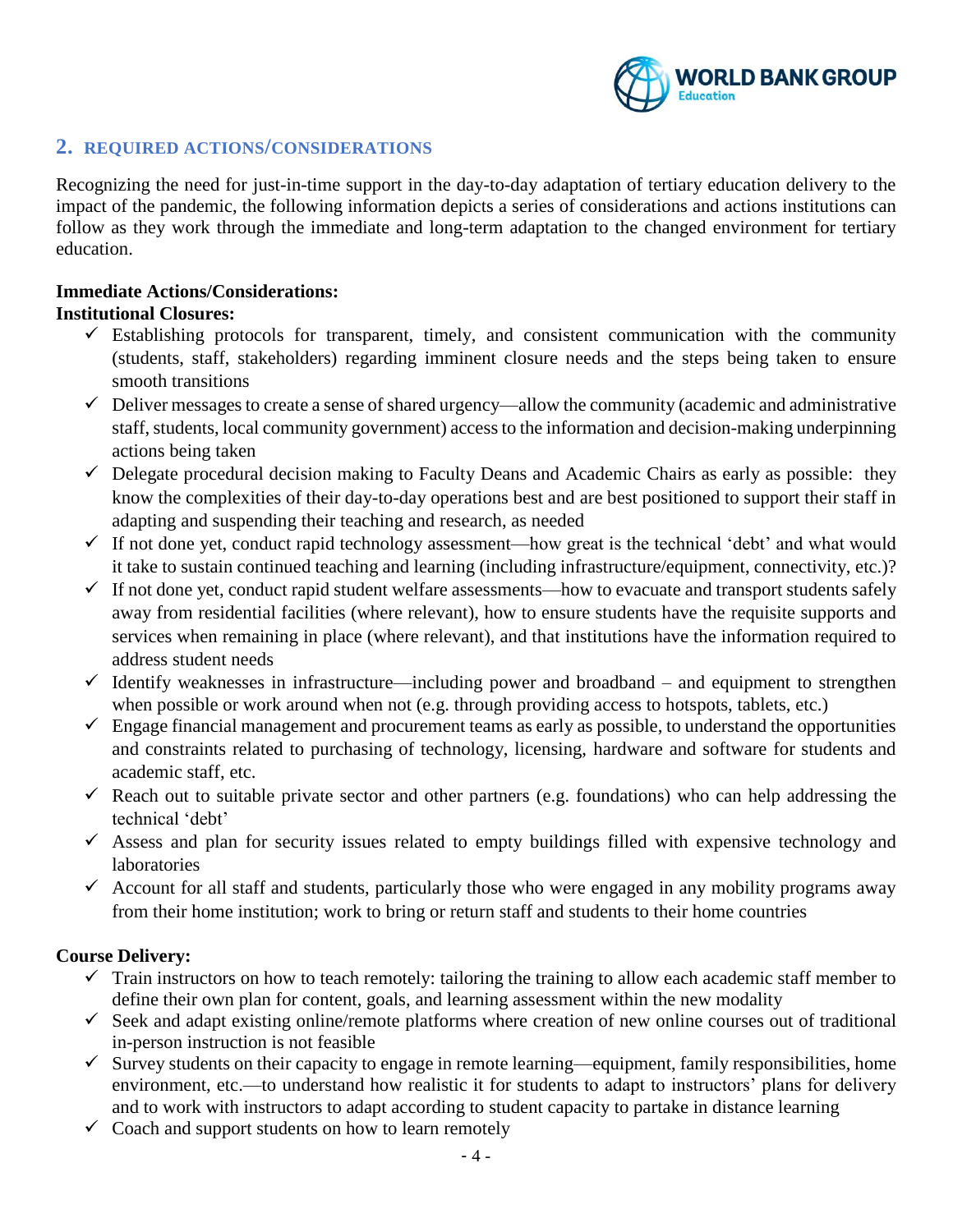## 2. REQUIRED ACTIONS/CONSIDERATIONS

Recognizing the need for just-in-time support in the day-to-day adaptation of tertiary education delivery to the impact of the pandemic, the following information depicts a series of considerations and actions institutions can follow as they work through the immediate and long-term adaptation to the changed environment for tertiary education.

**Immediate Actions/Considerations:**

**Institutional Closures:**

- ✓ Establishing protocols for transparent, timely, and consistent communication with the community (students, staff, stakeholders) regarding imminent closure needs and the steps being taken to ensure smooth transitions
- ✓ Deliver messages to create a sense of shared urgency—allow the community (academic and administrative staff, students, local community government) access to the information and decision-making underpinning actions being taken
- ✓ Delegate procedural decision making to Faculty Deans and Academic Chairs as early as possible: they know the complexities of their day-to-day operations best and are best positioned to support their staff in adapting and suspending their teaching and research, as needed
- ✓ If not done yet, conduct rapid technology assessment—how great is the technical 'debt' and what would it take to sustain continued teaching and learning (including infrastructure/equipment, connectivity, etc.)?
- ✓ If not done yet, conduct rapid student welfare assessments—how to evacuate and transport students safely away from residential facilities (where relevant), how to ensure students have the requisite supports and services when remaining in place (where relevant), and that institutions have the information required to address student needs
- ✓ Identify weaknesses in infrastructure—including power and broadband – and equipment to strengthen when possible or work around when not (e.g. through providing access to hotspots, tablets, etc.)
- ✓ Engage financial management and procurement teams as early as possible, to understand the opportunities and constraints related to purchasing of technology, licensing, hardware and software for students and academic staff, etc.
- ✓ Reach out to suitable private sector and other partners (e.g. foundations) who can help addressing the technical 'debt'
- ✓ Assess and plan for security issues related to empty buildings filled with expensive technology and laboratories
- ✓ Account for all staff and students, particularly those who were engaged in any mobility programs away from their home institution; work to bring or return staff and students to their home countries

**Course Delivery:**

- ✓ Train instructors on how to teach remotely: tailoring the training to allow each academic staff member to define their own plan for content, goals, and learning assessment within the new modality
- ✓ Seek and adapt existing online/remote platforms where creation of new online courses out of traditional in-person instruction is not feasible
- ✓ Survey students on their capacity to engage in remote learning—equipment, family responsibilities, home environment, etc.—to understand how realistic it for students to adapt to instructors' plans for delivery and to work with instructors to adapt according to student capacity to partake in distance learning
- ✓ Coach and support students on how to learn remotely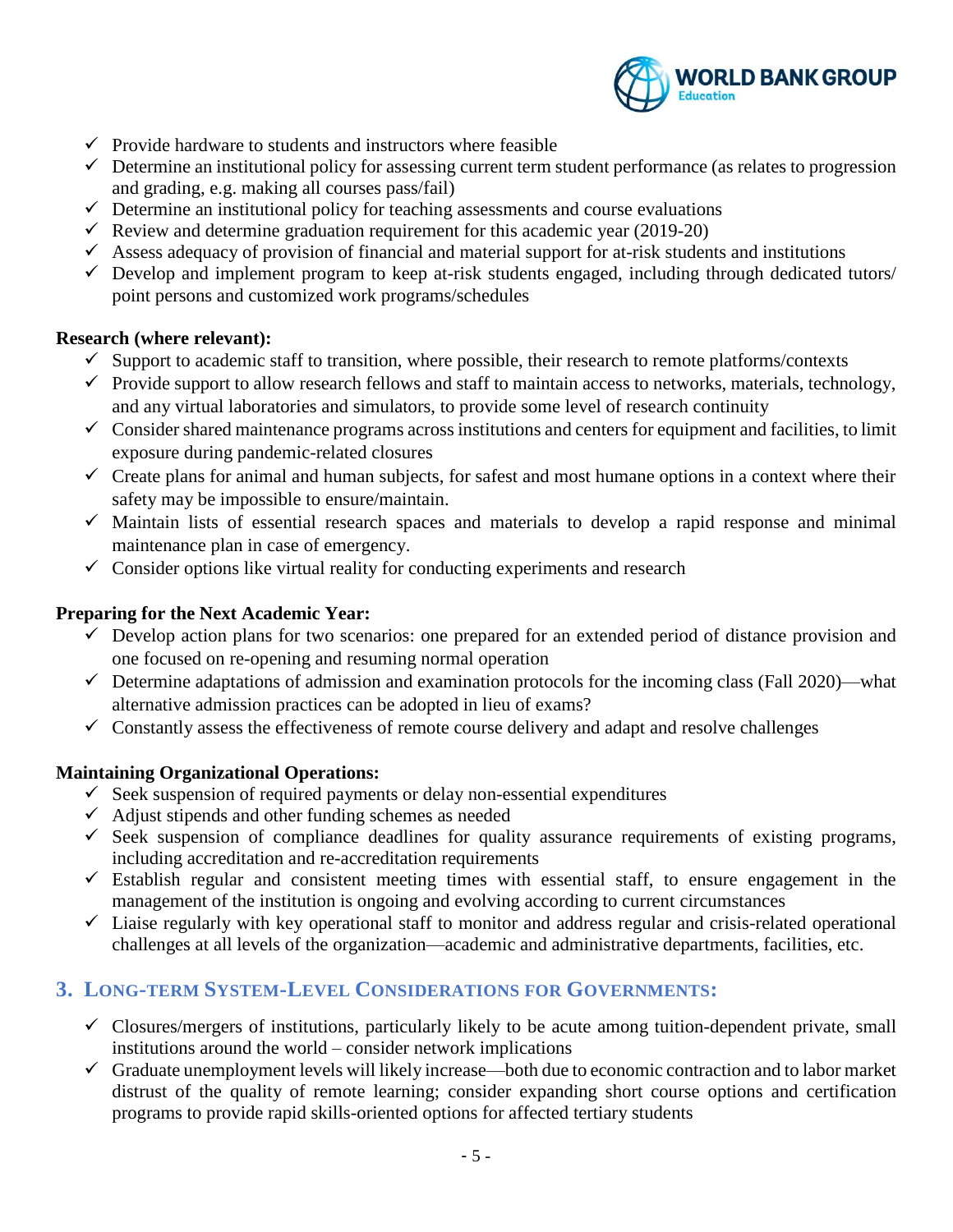- ✓ Provide hardware to students and instructors where feasible
- ✓ Determine an institutional policy for assessing current term student performance (as relates to progression and grading, e.g. making all courses pass/fail)
- ✓ Determine an institutional policy for teaching assessments and course evaluations
- ✓ Review and determine graduation requirement for this academic year (2019-20)
- ✓ Assess adequacy of provision of financial and material support for at-risk students and institutions
- ✓ Develop and implement program to keep at-risk students engaged, including through dedicated tutors/ point persons and customized work programs/schedules

**Research (where relevant):**

- ✓ Support to academic staff to transition, where possible, their research to remote platforms/contexts
- ✓ Provide support to allow research fellows and staff to maintain access to networks, materials, technology, and any virtual laboratories and simulators, to provide some level of research continuity
- ✓ Consider shared maintenance programs across institutions and centers for equipment and facilities, to limit exposure during pandemic-related closures
- ✓ Create plans for animal and human subjects, for safest and most humane options in a context where their safety may be impossible to ensure/maintain.
- ✓ Maintain lists of essential research spaces and materials to develop a rapid response and minimal maintenance plan in case of emergency.
- ✓ Consider options like virtual reality for conducting experiments and research

**Preparing for the Next Academic Year:**

- ✓ Develop action plans for two scenarios: one prepared for an extended period of distance provision and one focused on re-opening and resuming normal operation
- ✓ Determine adaptations of admission and examination protocols for the incoming class (Fall 2020)—what alternative admission practices can be adopted in lieu of exams?
- ✓ Constantly assess the effectiveness of remote course delivery and adapt and resolve challenges

**Maintaining Organizational Operations:**

- ✓ Seek suspension of required payments or delay non-essential expenditures
- ✓ Adjust stipends and other funding schemes as needed
- ✓ Seek suspension of compliance deadlines for quality assurance requirements of existing programs, including accreditation and re-accreditation requirements
- ✓ Establish regular and consistent meeting times with essential staff, to ensure engagement in the management of the institution is ongoing and evolving according to current circumstances
- ✓ Liaise regularly with key operational staff to monitor and address regular and crisis-related operational challenges at all levels of the organization—academic and administrative departments, facilities, etc.

## 3. Long-term System-Level Considerations for Governments:

- ✓ Closures/mergers of institutions, particularly likely to be acute among tuition-dependent private, small institutions around the world – consider network implications
- ✓ Graduate unemployment levels will likely increase—both due to economic contraction and to labor market distrust of the quality of remote learning; consider expanding short course options and certification programs to provide rapid skills-oriented options for affected tertiary students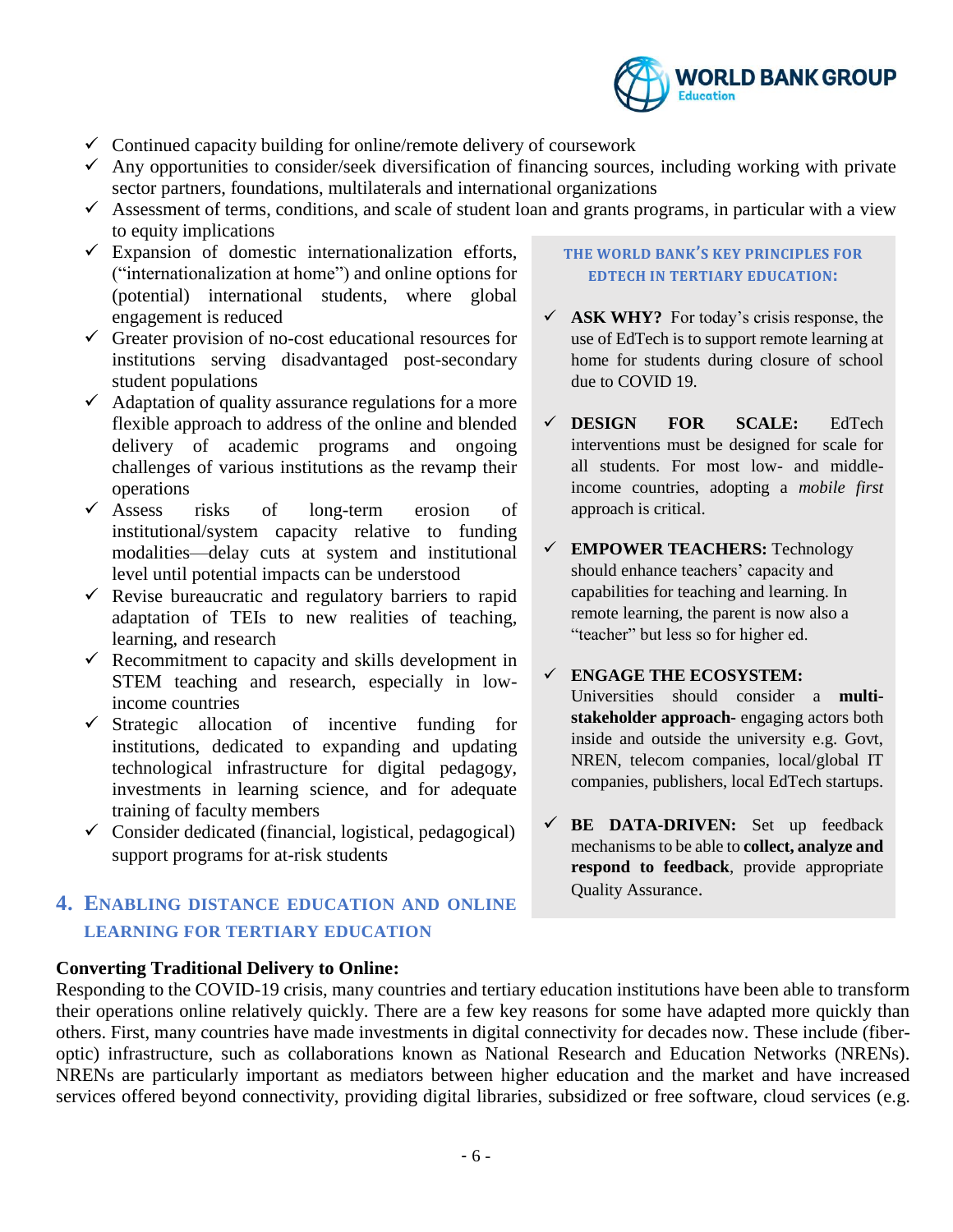- ✓ Continued capacity building for online/remote delivery of coursework
- ✓ Any opportunities to consider/seek diversification of financing sources, including working with private sector partners, foundations, multilaterals and international organizations
- ✓ Assessment of terms, conditions, and scale of student loan and grants programs, in particular with a view to equity implications
- ✓ Expansion of domestic internationalization efforts, ("internationalization at home") and online options for (potential) international students, where global engagement is reduced
- ✓ Greater provision of no-cost educational resources for institutions serving disadvantaged post-secondary student populations
- ✓ Adaptation of quality assurance regulations for a more flexible approach to address of the online and blended delivery of academic programs and ongoing challenges of various institutions as the revamp their operations
- ✓ Assess risks of long-term erosion of institutional/system capacity relative to funding modalities—delay cuts at system and institutional level until potential impacts can be understood
- ✓ Revise bureaucratic and regulatory barriers to rapid adaptation of TEIs to new realities of teaching, learning, and research
- ✓ Recommitment to capacity and skills development in STEM teaching and research, especially in low-income countries
- ✓ Strategic allocation of incentive funding for institutions, dedicated to expanding and updating technological infrastructure for digital pedagogy, investments in learning science, and for adequate training of faculty members
- ✓ Consider dedicated (financial, logistical, pedagogical) support programs for at-risk students

**THE WORLD BANK'S KEY PRINCIPLES FOR EDTECH IN TERTIARY EDUCATION:**

- ✓ **ASK WHY?** For today's crisis response, the use of EdTech is to support remote learning at home for students during closure of school due to COVID 19.
- ✓ **DESIGN FOR SCALE:** EdTech interventions must be designed for scale for all students. For most low- and middle-income countries, adopting a *mobile first* approach is critical.
- ✓ **EMPOWER TEACHERS:** Technology should enhance teachers' capacity and capabilities for teaching and learning. In remote learning, the parent is now also a "teacher" but less so for higher ed.
- ✓ **ENGAGE THE ECOSYSTEM:** Universities should consider a **multi-stakeholder approach**- engaging actors both inside and outside the university e.g. Govt, NREN, telecom companies, local/global IT companies, publishers, local EdTech startups.
- ✓ **BE DATA-DRIVEN:** Set up feedback mechanisms to be able to **collect, analyze and respond to feedback**, provide appropriate Quality Assurance.

## 4. Enabling Distance Education and Online Learning for Tertiary Education

**Converting Traditional Delivery to Online:**

Responding to the COVID-19 crisis, many countries and tertiary education institutions have been able to transform their operations online relatively quickly. There are a few key reasons for some have adapted more quickly than others. First, many countries have made investments in digital connectivity for decades now. These include (fiber-optic) infrastructure, such as collaborations known as National Research and Education Networks (NRENs). NRENs are particularly important as mediators between higher education and the market and have increased services offered beyond connectivity, providing digital libraries, subsidized or free software, cloud services (e.g.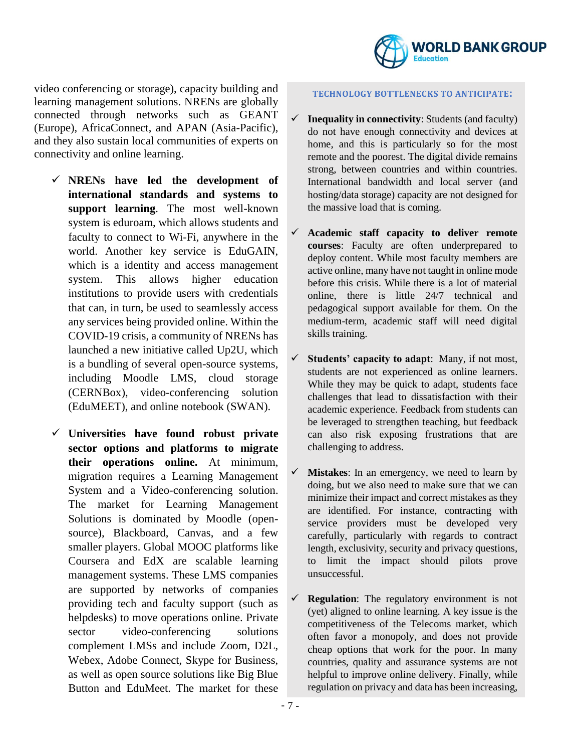video conferencing or storage), capacity building and learning management solutions. NRENs are globally connected through networks such as GEANT (Europe), AfricaConnect, and APAN (Asia-Pacific), and they also sustain local communities of experts on connectivity and online learning.

- ✓ **NRENs have led the development of international standards and systems to support learning**. The most well-known system is eduroam, which allows students and faculty to connect to Wi-Fi, anywhere in the world. Another key service is EduGAIN, which is a identity and access management system. This allows higher education institutions to provide users with credentials that can, in turn, be used to seamlessly access any services being provided online. Within the COVID-19 crisis, a community of NRENs has launched a new initiative called Up2U, which is a bundling of several open-source systems, including Moodle LMS, cloud storage (CERNBox), video-conferencing solution (EduMEET), and online notebook (SWAN).

- ✓ **Universities have found robust private sector options and platforms to migrate their operations online.** At minimum, migration requires a Learning Management System and a Video-conferencing solution. The market for Learning Management Solutions is dominated by Moodle (open-source), Blackboard, Canvas, and a few smaller players. Global MOOC platforms like Coursera and EdX are scalable learning management systems. These LMS companies are supported by networks of companies providing tech and faculty support (such as helpdesks) to move operations online. Private sector video-conferencing solutions complement LMSs and include Zoom, D2L, Webex, Adobe Connect, Skype for Business, as well as open source solutions like Big Blue Button and EduMeet. The market for these

### TECHNOLOGY BOTTLENECKS TO ANTICIPATE:

- ✓ **Inequality in connectivity**: Students (and faculty) do not have enough connectivity and devices at home, and this is particularly so for the most remote and the poorest. The digital divide remains strong, between countries and within countries. International bandwidth and local server (and hosting/data storage) capacity are not designed for the massive load that is coming.

- ✓ **Academic staff capacity to deliver remote courses**: Faculty are often underprepared to deploy content. While most faculty members are active online, many have not taught in online mode before this crisis. While there is a lot of material online, there is little 24/7 technical and pedagogical support available for them. On the medium-term, academic staff will need digital skills training.

- ✓ **Students' capacity to adapt**: Many, if not most, students are not experienced as online learners. While they may be quick to adapt, students face challenges that lead to dissatisfaction with their academic experience. Feedback from students can be leveraged to strengthen teaching, but feedback can also risk exposing frustrations that are challenging to address.

- ✓ **Mistakes**: In an emergency, we need to learn by doing, but we also need to make sure that we can minimize their impact and correct mistakes as they are identified. For instance, contracting with service providers must be developed very carefully, particularly with regards to contract length, exclusivity, security and privacy questions, to limit the impact should pilots prove unsuccessful.

- ✓ **Regulation**: The regulatory environment is not (yet) aligned to online learning. A key issue is the competitiveness of the Telecoms market, which often favor a monopoly, and does not provide cheap options that work for the poor. In many countries, quality and assurance systems are not helpful to improve online delivery. Finally, while regulation on privacy and data has been increasing,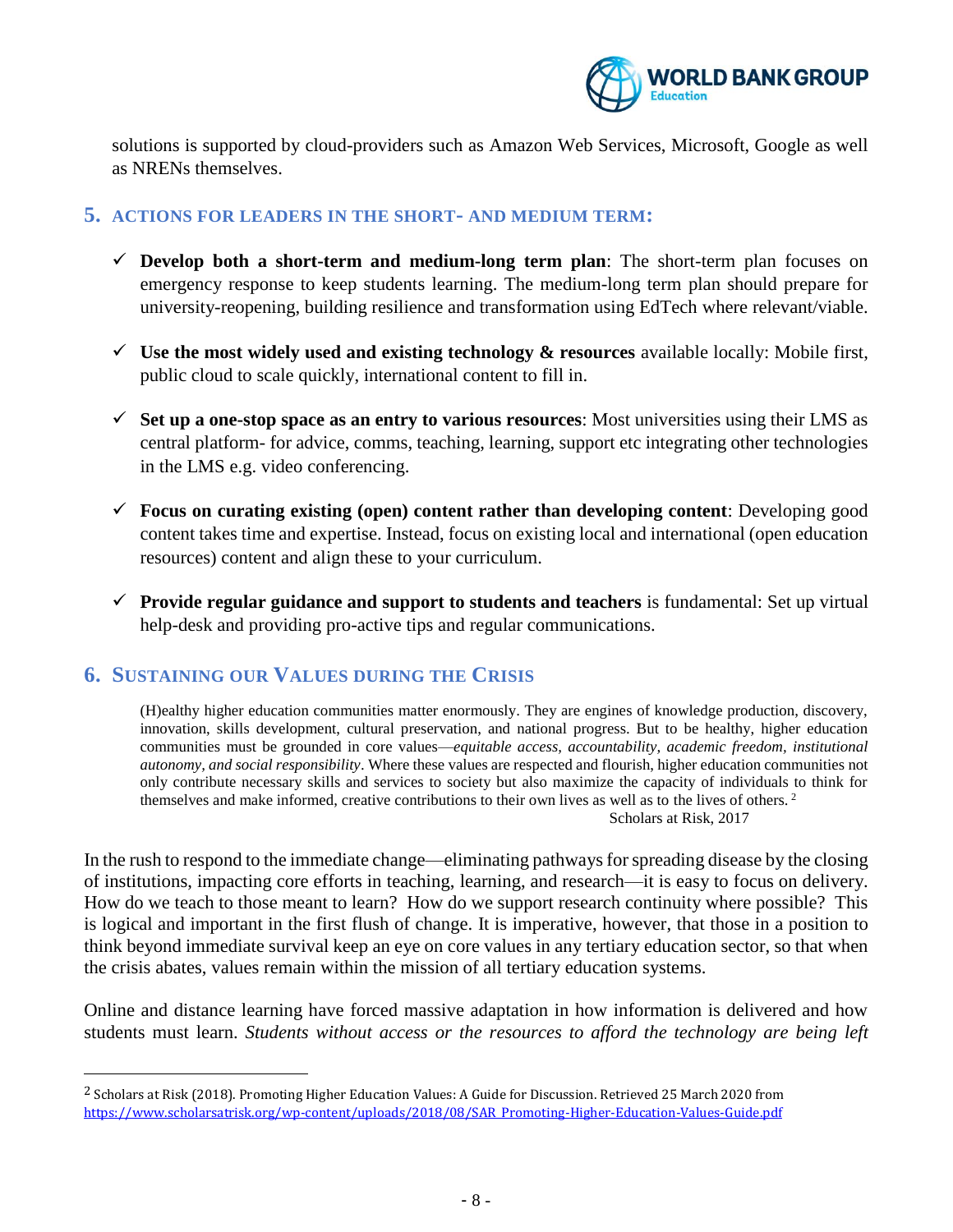solutions is supported by cloud-providers such as Amazon Web Services, Microsoft, Google as well as NRENs themselves.

## 5. Actions for Leaders in the Short- and Medium Term:

- ✓ **Develop both a short-term and medium-long term plan**: The short-term plan focuses on emergency response to keep students learning. The medium-long term plan should prepare for university-reopening, building resilience and transformation using EdTech where relevant/viable.

- ✓ **Use the most widely used and existing technology & resources** available locally: Mobile first, public cloud to scale quickly, international content to fill in.

- ✓ **Set up a one-stop space as an entry to various resources**: Most universities using their LMS as central platform- for advice, comms, teaching, learning, support etc integrating other technologies in the LMS e.g. video conferencing.

- ✓ **Focus on curating existing (open) content rather than developing content**: Developing good content takes time and expertise. Instead, focus on existing local and international (open education resources) content and align these to your curriculum.

- ✓ **Provide regular guidance and support to students and teachers** is fundamental: Set up virtual help-desk and providing pro-active tips and regular communications.

## 6. Sustaining our Values during the Crisis

> (H)ealthy higher education communities matter enormously. They are engines of knowledge production, discovery, innovation, skills development, cultural preservation, and national progress. But to be healthy, higher education communities must be grounded in core values—*equitable access, accountability, academic freedom, institutional autonomy, and social responsibility*. Where these values are respected and flourish, higher education communities not only contribute necessary skills and services to society but also maximize the capacity of individuals to think for themselves and make informed, creative contributions to their own lives as well as to the lives of others. [2]
>
> Scholars at Risk, 2017

In the rush to respond to the immediate change—eliminating pathways for spreading disease by the closing of institutions, impacting core efforts in teaching, learning, and research—it is easy to focus on delivery. How do we teach to those meant to learn? How do we support research continuity where possible? This is logical and important in the first flush of change. It is imperative, however, that those in a position to think beyond immediate survival keep an eye on core values in any tertiary education sector, so that when the crisis abates, values remain within the mission of all tertiary education systems.

Online and distance learning have forced massive adaptation in how information is delivered and how students must learn. *Students without access or the resources to afford the technology are being left*

---

[2] Scholars at Risk (2018). Promoting Higher Education Values: A Guide for Discussion. Retrieved 25 March 2020 from https://www.scholarsatrisk.org/wp-content/uploads/2018/08/SAR_Promoting-Higher-Education-Values-Guide.pdf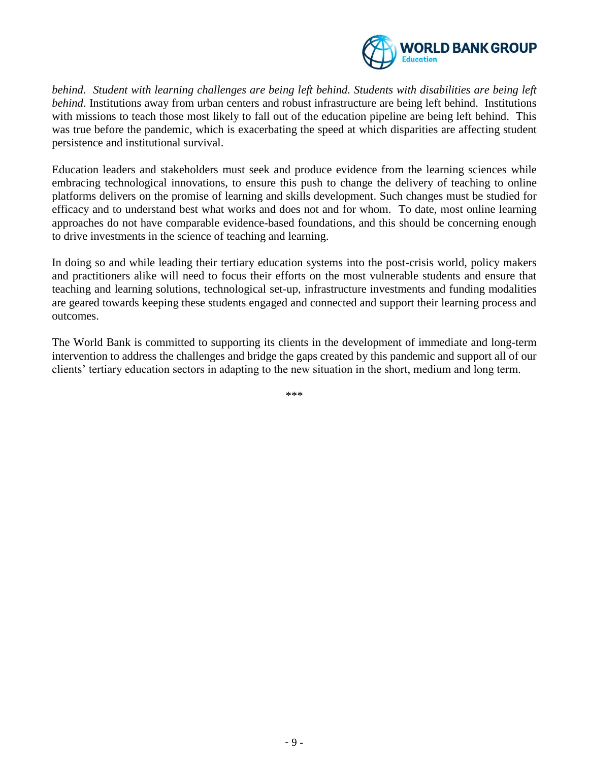*behind. Student with learning challenges are being left behind. Students with disabilities are being left behind*. Institutions away from urban centers and robust infrastructure are being left behind. Institutions with missions to teach those most likely to fall out of the education pipeline are being left behind. This was true before the pandemic, which is exacerbating the speed at which disparities are affecting student persistence and institutional survival.

Education leaders and stakeholders must seek and produce evidence from the learning sciences while embracing technological innovations, to ensure this push to change the delivery of teaching to online platforms delivers on the promise of learning and skills development. Such changes must be studied for efficacy and to understand best what works and does not and for whom. To date, most online learning approaches do not have comparable evidence-based foundations, and this should be concerning enough to drive investments in the science of teaching and learning.

In doing so and while leading their tertiary education systems into the post-crisis world, policy makers and practitioners alike will need to focus their efforts on the most vulnerable students and ensure that teaching and learning solutions, technological set-up, infrastructure investments and funding modalities are geared towards keeping these students engaged and connected and support their learning process and outcomes.

The World Bank is committed to supporting its clients in the development of immediate and long-term intervention to address the challenges and bridge the gaps created by this pandemic and support all of our clients' tertiary education sectors in adapting to the new situation in the short, medium and long term.

***